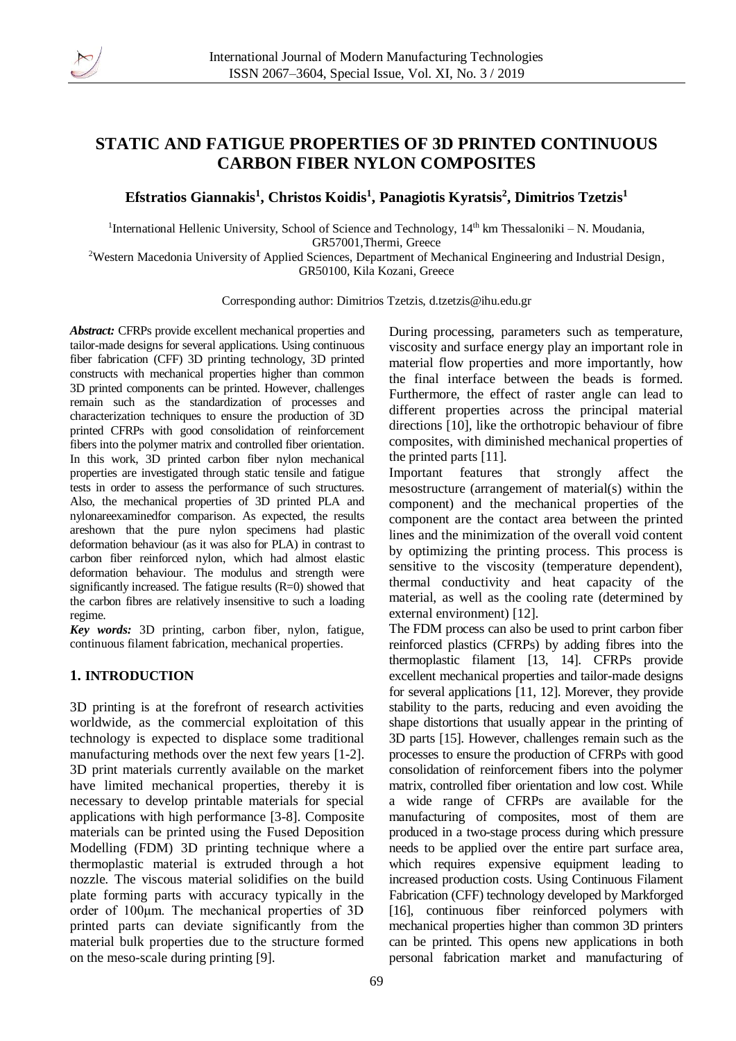# STATIC AND FATIGUE PROPERTIES OF 3D PRINTED CONTINUOUS CARBON FIBER NYLON COMPOSITES

**Efstratios Giannakis[1], Christos Koidis[1], Panagiotis Kyratsis[2], Dimitrios Tzetzis[1]**

[1]International Hellenic University, School of Science and Technology, 14th km Thessaloniki – N. Moudania, GR57001,Thermi, Greece
[2]Western Macedonia University of Applied Sciences, Department of Mechanical Engineering and Industrial Design, GR50100, Kila Kozani, Greece

Corresponding author: Dimitrios Tzetzis, d.tzetzis@ihu.edu.gr

***Abstract:*** CFRPs provide excellent mechanical properties and tailor-made designs for several applications. Using continuous fiber fabrication (CFF) 3D printing technology, 3D printed constructs with mechanical properties higher than common 3D printed components can be printed. However, challenges remain such as the standardization of processes and characterization techniques to ensure the production of 3D printed CFRPs with good consolidation of reinforcement fibers into the polymer matrix and controlled fiber orientation. In this work, 3D printed carbon fiber nylon mechanical properties are investigated through static tensile and fatigue tests in order to assess the performance of such structures. Also, the mechanical properties of 3D printed PLA and nylonareexaminedfor comparison. As expected, the results areshown that the pure nylon specimens had plastic deformation behaviour (as it was also for PLA) in contrast to carbon fiber reinforced nylon, which had almost elastic deformation behaviour. The modulus and strength were significantly increased. The fatigue results (R=0) showed that the carbon fibres are relatively insensitive to such a loading regime.

***Key words:*** 3D printing, carbon fiber, nylon, fatigue, continuous filament fabrication, mechanical properties.

## 1. INTRODUCTION

3D printing is at the forefront of research activities worldwide, as the commercial exploitation of this technology is expected to displace some traditional manufacturing methods over the next few years [1-2]. 3D print materials currently available on the market have limited mechanical properties, thereby it is necessary to develop printable materials for special applications with high performance [3-8]. Composite materials can be printed using the Fused Deposition Modelling (FDM) 3D printing technique where a thermoplastic material is extruded through a hot nozzle. The viscous material solidifies on the build plate forming parts with accuracy typically in the order of 100μm. The mechanical properties of 3D printed parts can deviate significantly from the material bulk properties due to the structure formed on the meso-scale during printing [9].

During processing, parameters such as temperature, viscosity and surface energy play an important role in material flow properties and more importantly, how the final interface between the beads is formed. Furthermore, the effect of raster angle can lead to different properties across the principal material directions [10], like the orthotropic behaviour of fibre composites, with diminished mechanical properties of the printed parts [11].

Important features that strongly affect the mesostructure (arrangement of material(s) within the component) and the mechanical properties of the component are the contact area between the printed lines and the minimization of the overall void content by optimizing the printing process. This process is sensitive to the viscosity (temperature dependent), thermal conductivity and heat capacity of the material, as well as the cooling rate (determined by external environment) [12].

The FDM process can also be used to print carbon fiber reinforced plastics (CFRPs) by adding fibres into the thermoplastic filament [13, 14]. CFRPs provide excellent mechanical properties and tailor-made designs for several applications [11, 12]. Morever, they provide stability to the parts, reducing and even avoiding the shape distortions that usually appear in the printing of 3D parts [15]. However, challenges remain such as the processes to ensure the production of CFRPs with good consolidation of reinforcement fibers into the polymer matrix, controlled fiber orientation and low cost. While a wide range of CFRPs are available for the manufacturing of composites, most of them are produced in a two-stage process during which pressure needs to be applied over the entire part surface area, which requires expensive equipment leading to increased production costs. Using Continuous Filament Fabrication (CFF) technology developed by Markforged [16], continuous fiber reinforced polymers with mechanical properties higher than common 3D printers can be printed. This opens new applications in both personal fabrication market and manufacturing of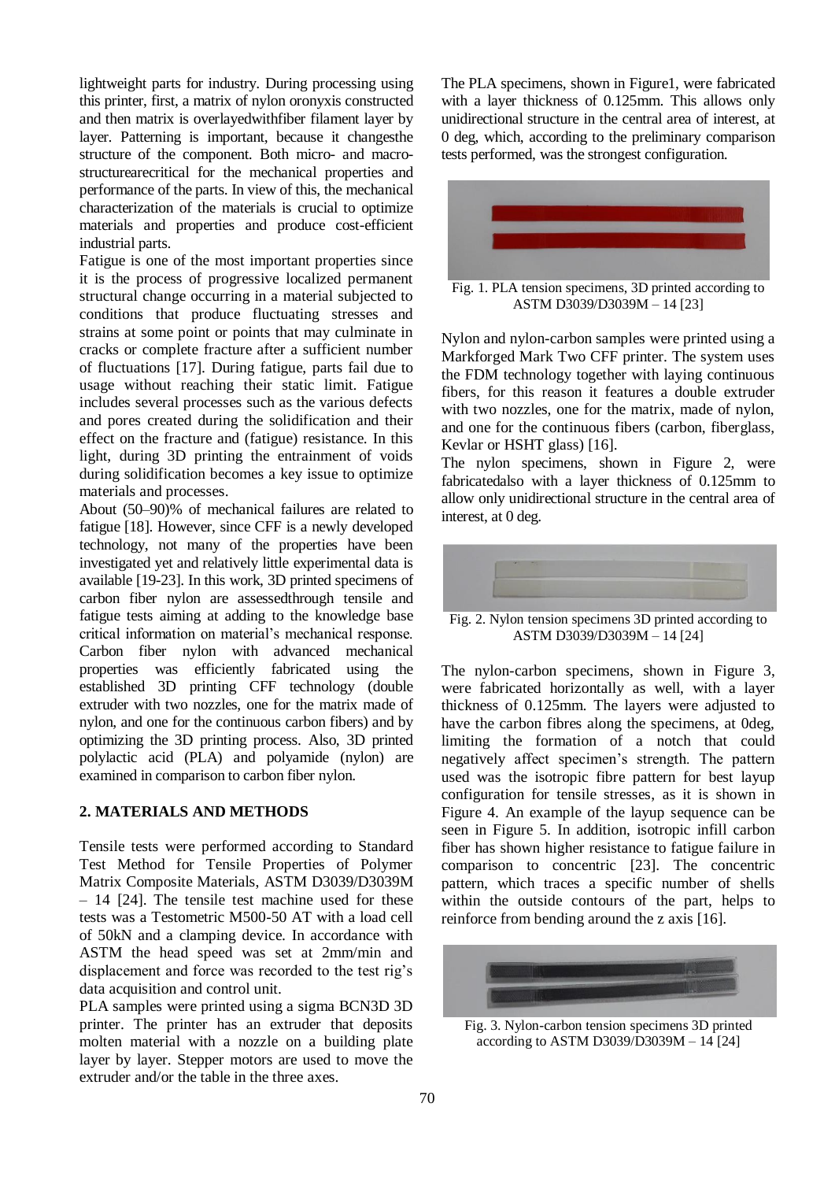lightweight parts for industry. During processing using this printer, first, a matrix of nylon oronyxis constructed and then matrix is overlayedwithfiber filament layer by layer. Patterning is important, because it changesthe structure of the component. Both micro- and macro-structurearecritical for the mechanical properties and performance of the parts. In view of this, the mechanical characterization of the materials is crucial to optimize materials and properties and produce cost-efficient industrial parts.

Fatigue is one of the most important properties since it is the process of progressive localized permanent structural change occurring in a material subjected to conditions that produce fluctuating stresses and strains at some point or points that may culminate in cracks or complete fracture after a sufficient number of fluctuations [17]. During fatigue, parts fail due to usage without reaching their static limit. Fatigue includes several processes such as the various defects and pores created during the solidification and their effect on the fracture and (fatigue) resistance. In this light, during 3D printing the entrainment of voids during solidification becomes a key issue to optimize materials and processes.

About (50–90)% of mechanical failures are related to fatigue [18]. However, since CFF is a newly developed technology, not many of the properties have been investigated yet and relatively little experimental data is available [19-23]. In this work, 3D printed specimens of carbon fiber nylon are assessedthrough tensile and fatigue tests aiming at adding to the knowledge base critical information on material's mechanical response. Carbon fiber nylon with advanced mechanical properties was efficiently fabricated using the established 3D printing CFF technology (double extruder with two nozzles, one for the matrix made of nylon, and one for the continuous carbon fibers) and by optimizing the 3D printing process. Also, 3D printed polylactic acid (PLA) and polyamide (nylon) are examined in comparison to carbon fiber nylon.

## 2. MATERIALS AND METHODS

Tensile tests were performed according to Standard Test Method for Tensile Properties of Polymer Matrix Composite Materials, ASTM D3039/D3039M – 14 [24]. The tensile test machine used for these tests was a Testometric M500-50 AT with a load cell of 50kN and a clamping device. In accordance with ASTM the head speed was set at 2mm/min and displacement and force was recorded to the test rig's data acquisition and control unit.

PLA samples were printed using a sigma BCN3D 3D printer. The printer has an extruder that deposits molten material with a nozzle on a building plate layer by layer. Stepper motors are used to move the extruder and/or the table in the three axes.

The PLA specimens, shown in Figure1, were fabricated with a layer thickness of 0.125mm. This allows only unidirectional structure in the central area of interest, at 0 deg, which, according to the preliminary comparison tests performed, was the strongest configuration.

Fig. 1. PLA tension specimens, 3D printed according to ASTM D3039/D3039M – 14 [23]

Nylon and nylon-carbon samples were printed using a Markforged Mark Two CFF printer. The system uses the FDM technology together with laying continuous fibers, for this reason it features a double extruder with two nozzles, one for the matrix, made of nylon, and one for the continuous fibers (carbon, fiberglass, Kevlar or HSHT glass) [16].

The nylon specimens, shown in Figure 2, were fabricatedalso with a layer thickness of 0.125mm to allow only unidirectional structure in the central area of interest, at 0 deg.

Fig. 2. Nylon tension specimens 3D printed according to ASTM D3039/D3039M – 14 [24]

The nylon-carbon specimens, shown in Figure 3, were fabricated horizontally as well, with a layer thickness of 0.125mm. The layers were adjusted to have the carbon fibres along the specimens, at 0deg, limiting the formation of a notch that could negatively affect specimen's strength. The pattern used was the isotropic fibre pattern for best layup configuration for tensile stresses, as it is shown in Figure 4. An example of the layup sequence can be seen in Figure 5. In addition, isotropic infill carbon fiber has shown higher resistance to fatigue failure in comparison to concentric [23]. The concentric pattern, which traces a specific number of shells within the outside contours of the part, helps to reinforce from bending around the z axis [16].

Fig. 3. Nylon-carbon tension specimens 3D printed according to ASTM D3039/D3039M – 14 [24]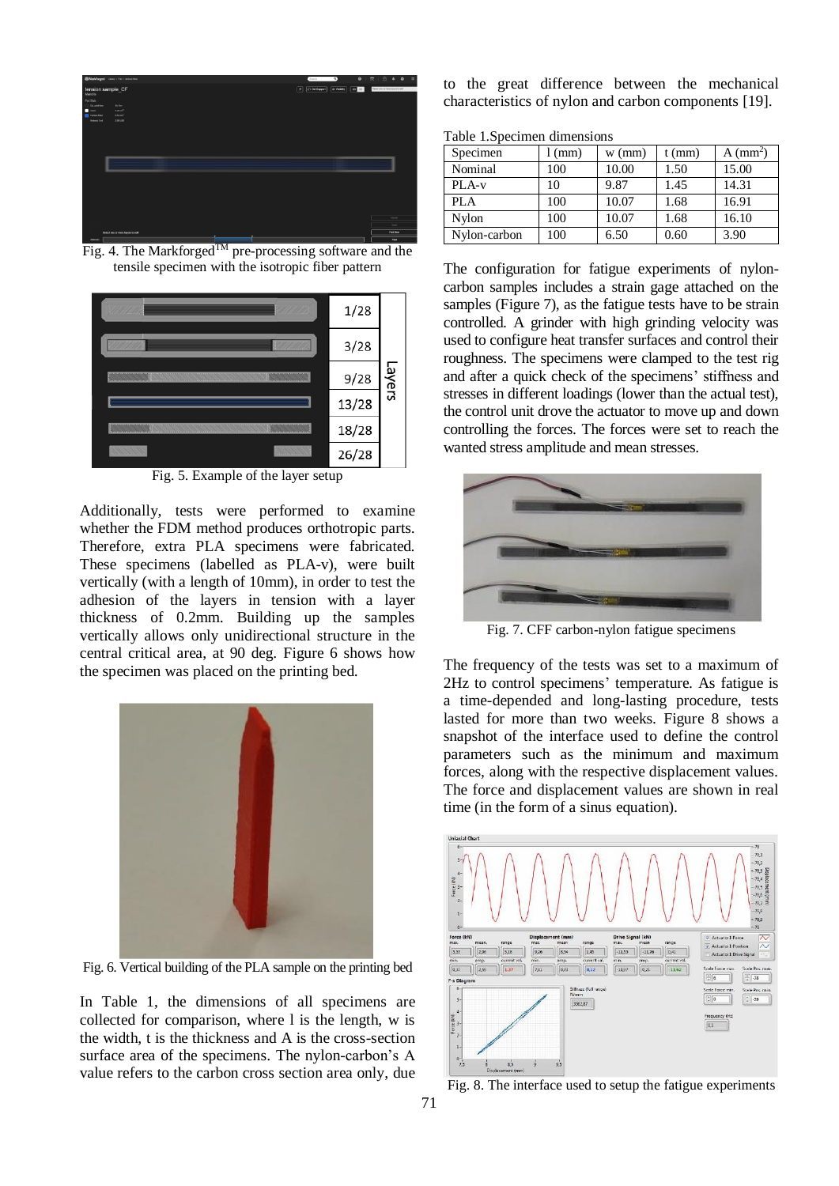Fig. 4. The Markforged[TM] pre-processing software and the tensile specimen with the isotropic fiber pattern

Fig. 5. Example of the layer setup

Additionally, tests were performed to examine whether the FDM method produces orthotropic parts. Therefore, extra PLA specimens were fabricated. These specimens (labelled as PLA-v), were built vertically (with a length of 10mm), in order to test the adhesion of the layers in tension with a layer thickness of 0.2mm. Building up the samples vertically allows only unidirectional structure in the central critical area, at 90 deg. Figure 6 shows how the specimen was placed on the printing bed.

Fig. 6. Vertical building of the PLA sample on the printing bed

In Table 1, the dimensions of all specimens are collected for comparison, where l is the length, w is the width, t is the thickness and A is the cross-section surface area of the specimens. The nylon-carbon's A value refers to the carbon cross section area only, due to the great difference between the mechanical characteristics of nylon and carbon components [19].

Table 1.Specimen dimensions

| Specimen | l (mm) | w (mm) | t (mm) | A ($mm^2$) |
|---|---|---|---|---|
| Nominal | 100 | 10.00 | 1.50 | 15.00 |
| PLA-v | 10 | 9.87 | 1.45 | 14.31 |
| PLA | 100 | 10.07 | 1.68 | 16.91 |
| Nylon | 100 | 10.07 | 1.68 | 16.10 |
| Nylon-carbon | 100 | 6.50 | 0.60 | 3.90 |

The configuration for fatigue experiments of nylon-carbon samples includes a strain gage attached on the samples (Figure 7), as the fatigue tests have to be strain controlled. A grinder with high grinding velocity was used to configure heat transfer surfaces and control their roughness. The specimens were clamped to the test rig and after a quick check of the specimens' stiffness and stresses in different loadings (lower than the actual test), the control unit drove the actuator to move up and down controlling the forces. The forces were set to reach the wanted stress amplitude and mean stresses.

Fig. 7. CFF carbon-nylon fatigue specimens

The frequency of the tests was set to a maximum of 2Hz to control specimens' temperature. As fatigue is a time-depended and long-lasting procedure, tests lasted for more than two weeks. Figure 8 shows a snapshot of the interface used to define the control parameters such as the minimum and maximum forces, along with the respective displacement values. The force and displacement values are shown in real time (in the form of a sinus equation).

Fig. 8. The interface used to setup the fatigue experiments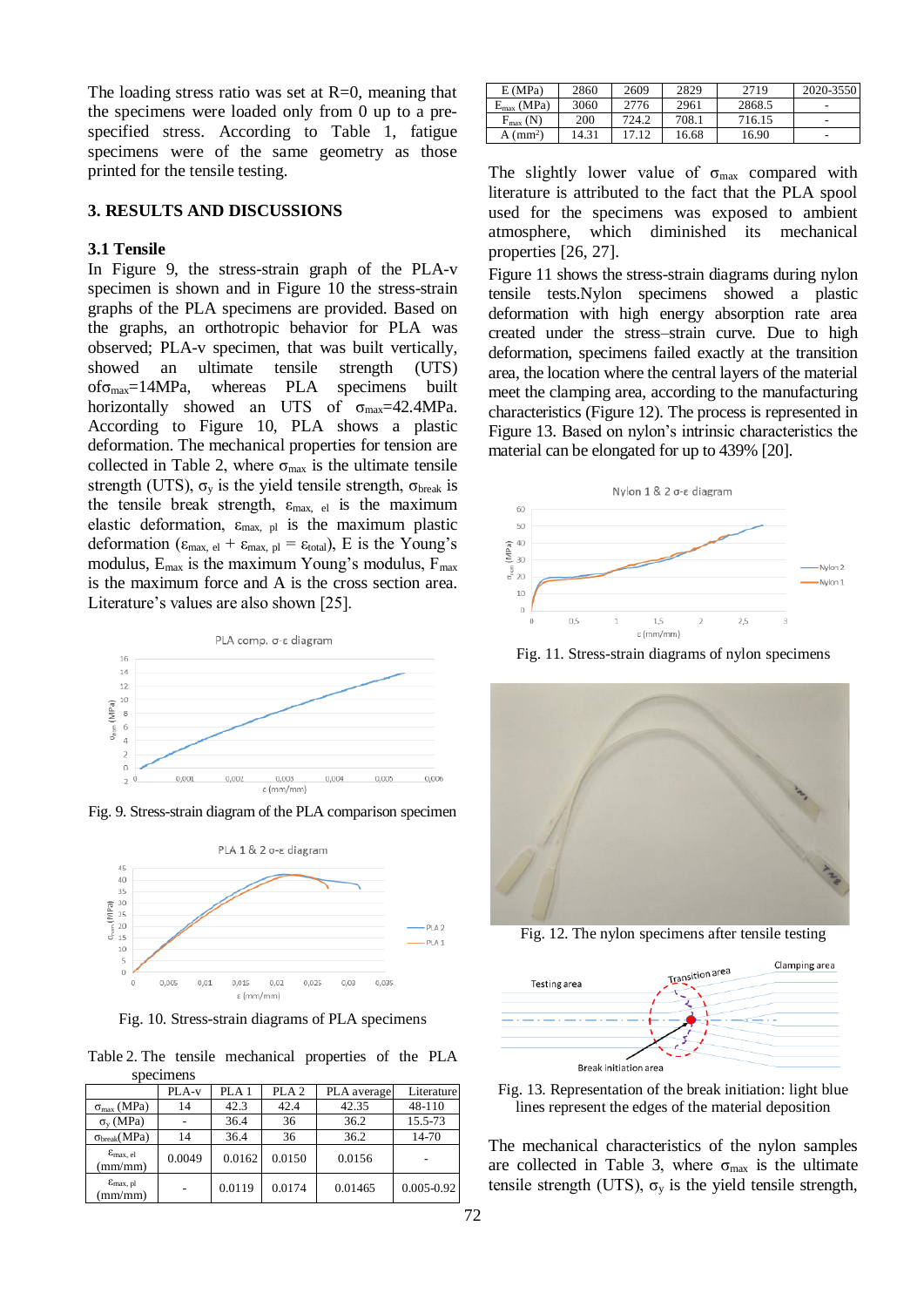The loading stress ratio was set at R=0, meaning that the specimens were loaded only from 0 up to a pre-specified stress. According to Table 1, fatigue specimens were of the same geometry as those printed for the tensile testing.

## 3. RESULTS AND DISCUSSIONS

### 3.1 Tensile

In Figure 9, the stress-strain graph of the PLA-v specimen is shown and in Figure 10 the stress-strain graphs of the PLA specimens are provided. Based on the graphs, an orthotropic behavior for PLA was observed; PLA-v specimen, that was built vertically, showed an ultimate tensile strength (UTS) of $\sigma_{max}$=14MPa, whereas PLA specimens built horizontally showed an UTS of $\sigma_{max}$=42.4MPa. According to Figure 10, PLA shows a plastic deformation. The mechanical properties for tension are collected in Table 2, where $\sigma_{max}$ is the ultimate tensile strength (UTS), $\sigma_y$ is the yield tensile strength, $\sigma_{break}$ is the tensile break strength, $\varepsilon_{max,\ el}$ is the maximum elastic deformation, $\varepsilon_{max,\ pl}$ is the maximum plastic deformation ($\varepsilon_{max,\ el}$ + $\varepsilon_{max,\ pl}$ = $\varepsilon_{total}$), E is the Young's modulus, $E_{max}$ is the maximum Young's modulus, $F_{max}$ is the maximum force and A is the cross section area. Literature's values are also shown [25].

Fig. 9. Stress-strain diagram of the PLA comparison specimen

Fig. 10. Stress-strain diagrams of PLA specimens

Table 2. The tensile mechanical properties of the PLA specimens

| | PLA-v | PLA 1 | PLA 2 | PLA average | Literature |
|---|---|---|---|---|---|
| $\sigma_{max}$ (MPa) | 14 | 42.3 | 42.4 | 42.35 | 48-110 |
| $\sigma_y$ (MPa) | - | 36.4 | 36 | 36.2 | 15.5-73 |
| $\sigma_{break}$(MPa) | 14 | 36.4 | 36 | 36.2 | 14-70 |
| $\varepsilon_{max,\ el}$ (mm/mm) | 0.0049 | 0.0162 | 0.0150 | 0.0156 | - |
| $\varepsilon_{max,\ pl}$ (mm/mm) | - | 0.0119 | 0.0174 | 0.01465 | 0.005-0.92 |
| E (MPa) | 2860 | 2609 | 2829 | 2719 | 2020-3550 |
| $E_{max}$ (MPa) | 3060 | 2776 | 2961 | 2868.5 | - |
| $F_{max}$ (N) | 200 | 724.2 | 708.1 | 716.15 | - |
| A (mm²) | 14.31 | 17.12 | 16.68 | 16.90 | - |

The slightly lower value of $\sigma_{max}$ compared with literature is attributed to the fact that the PLA spool used for the specimens was exposed to ambient atmosphere, which diminished its mechanical properties [26, 27].

Figure 11 shows the stress-strain diagrams during nylon tensile tests.Nylon specimens showed a plastic deformation with high energy absorption rate area created under the stress–strain curve. Due to high deformation, specimens failed exactly at the transition area, the location where the central layers of the material meet the clamping area, according to the manufacturing characteristics (Figure 12). The process is represented in Figure 13. Based on nylon's intrinsic characteristics the material can be elongated for up to 439% [20].

Fig. 11. Stress-strain diagrams of nylon specimens

Fig. 12. The nylon specimens after tensile testing

Fig. 13. Representation of the break initiation: light blue lines represent the edges of the material deposition

The mechanical characteristics of the nylon samples are collected in Table 3, where $\sigma_{max}$ is the ultimate tensile strength (UTS), $\sigma_y$ is the yield tensile strength,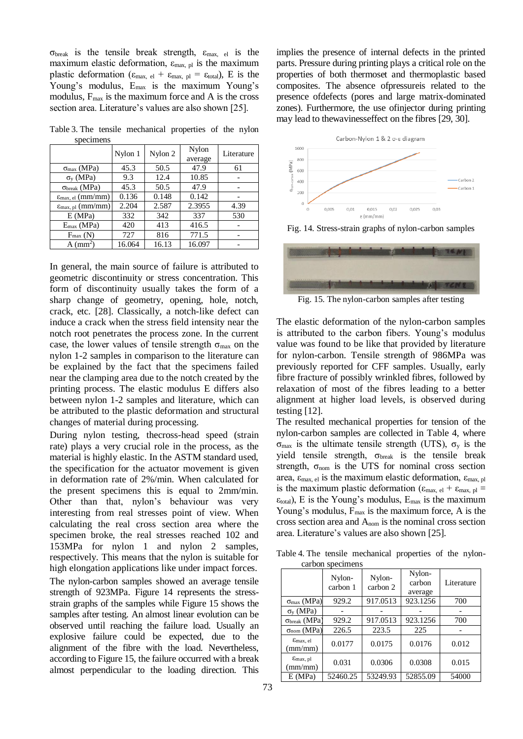$\sigma_{break}$ is the tensile break strength, $\varepsilon_{max,\ el}$ is the maximum elastic deformation, $\varepsilon_{max,\ pl}$ is the maximum plastic deformation ($\varepsilon_{max,\ el} + \varepsilon_{max,\ pl} = \varepsilon_{total}$), E is the Young's modulus, $E_{max}$ is the maximum Young's modulus, $F_{max}$ is the maximum force and A is the cross section area. Literature's values are also shown [25].

Table 3. The tensile mechanical properties of the nylon specimens

| | Nylon 1 | Nylon 2 | Nylon average | Literature |
|---|---|---|---|---|
| $\sigma_{max}$ (MPa) | 45.3 | 50.5 | 47.9 | 61 |
| $\sigma_y$ (MPa) | 9.3 | 12.4 | 10.85 | - |
| $\sigma_{break}$ (MPa) | 45.3 | 50.5 | 47.9 | - |
| $\varepsilon_{max,\ el}$ (mm/mm) | 0.136 | 0.148 | 0.142 | - |
| $\varepsilon_{max,\ pl}$ (mm/mm) | 2.204 | 2.587 | 2.3955 | 4.39 |
| E (MPa) | 332 | 342 | 337 | 530 |
| $E_{max}$ (MPa) | 420 | 413 | 416.5 | - |
| $F_{max}$ (N) | 727 | 816 | 771.5 | - |
| A (mm$^2$) | 16.064 | 16.13 | 16.097 | - |

In general, the main source of failure is attributed to geometric discontinuity or stress concentration. This form of discontinuity usually takes the form of a sharp change of geometry, opening, hole, notch, crack, etc. [28]. Classically, a notch-like defect can induce a crack when the stress field intensity near the notch root penetrates the process zone. In the current case, the lower values of tensile strength $\sigma_{max}$ on the nylon 1-2 samples in comparison to the literature can be explained by the fact that the specimens failed near the clamping area due to the notch created by the printing process. The elastic modulus E differs also between nylon 1-2 samples and literature, which can be attributed to the plastic deformation and structural changes of material during processing.

During nylon testing, thecross-head speed (strain rate) plays a very crucial role in the process, as the material is highly elastic. In the ASTM standard used, the specification for the actuator movement is given in deformation rate of 2%/min. When calculated for the present specimens this is equal to 2mm/min. Other than that, nylon's behaviour was very interesting from real stresses point of view. When calculating the real cross section area where the specimen broke, the real stresses reached 102 and 153MPa for nylon 1 and nylon 2 samples, respectively. This means that the nylon is suitable for high elongation applications like under impact forces.

The nylon-carbon samples showed an average tensile strength of 923MPa. Figure 14 represents the stress-strain graphs of the samples while Figure 15 shows the samples after testing. An almost linear evolution can be observed until reaching the failure load. Usually an explosive failure could be expected, due to the alignment of the fibre with the load. Nevertheless, according to Figure 15, the failure occurred with a break almost perpendicular to the loading direction. This implies the presence of internal defects in the printed parts. Pressure during printing plays a critical role on the properties of both thermoset and thermoplastic based composites. The absence ofpressureis related to the presence ofdefects (pores and large matrix-dominated zones). Furthermore, the use ofinjector during printing may lead to thewavinesseffect on the fibres [29, 30].

Fig. 14. Stress-strain graphs of nylon-carbon samples

Fig. 15. The nylon-carbon samples after testing

The elastic deformation of the nylon-carbon samples is attributed to the carbon fibers. Young's modulus value was found to be like that provided by literature for nylon-carbon. Tensile strength of 986MPa was previously reported for CFF samples. Usually, early fibre fracture of possibly wrinkled fibres, followed by relaxation of most of the fibres leading to a better alignment at higher load levels, is observed during testing [12].

The resulted mechanical properties for tension of the nylon-carbon samples are collected in Table 4, where $\sigma_{max}$ is the ultimate tensile strength (UTS), $\sigma_y$ is the yield tensile strength, $\sigma_{break}$ is the tensile break strength, $\sigma_{nom}$ is the UTS for nominal cross section area, $\varepsilon_{max,\ el}$ is the maximum elastic deformation, $\varepsilon_{max,\ pl}$ is the maximum plastic deformation ($\varepsilon_{max,\ el} + \varepsilon_{max,\ pl} = \varepsilon_{total}$), E is the Young's modulus, $E_{max}$ is the maximum Young's modulus, $F_{max}$ is the maximum force, A is the cross section area and $A_{nom}$ is the nominal cross section area. Literature's values are also shown [25].

Table 4. The tensile mechanical properties of the nylon-carbon specimens

| | Nylon-carbon 1 | Nylon-carbon 2 | Nylon-carbon average | Literature |
|---|---|---|---|---|
| $\sigma_{max}$ (MPa) | 929.2 | 917.0513 | 923.1256 | 700 |
| $\sigma_y$ (MPa) | - | - | - | - |
| $\sigma_{break}$ (MPa) | 929.2 | 917.0513 | 923.1256 | 700 |
| $\sigma_{nom}$ (MPa) | 226.5 | 223.5 | 225 | - |
| $\varepsilon_{max,\ el}$ (mm/mm) | 0.0177 | 0.0175 | 0.0176 | 0.012 |
| $\varepsilon_{max,\ pl}$ (mm/mm) | 0.031 | 0.0306 | 0.0308 | 0.015 |
| E (MPa) | 52460.25 | 53249.93 | 52855.09 | 54000 |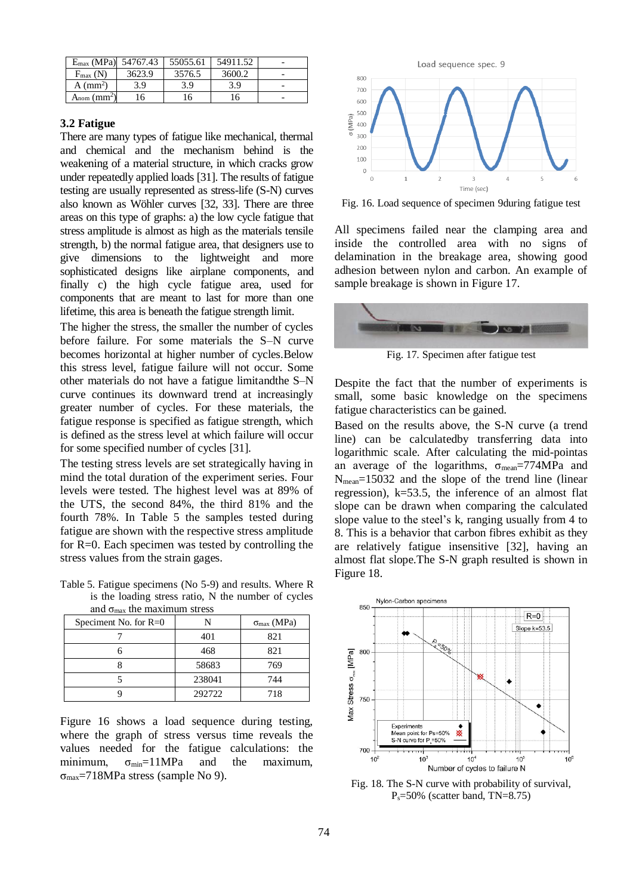| $E_{max}$ (MPa) | 54767.43 | 55055.61 | 54911.52 | - |
|---|---|---|---|---|
| $F_{max}$ (N) | 3623.9 | 3576.5 | 3600.2 | - |
| A ($mm^2$) | 3.9 | 3.9 | 3.9 | - |
| $A_{nom}$ ($mm^2$) | 16 | 16 | 16 | - |

### 3.2 Fatigue

There are many types of fatigue like mechanical, thermal and chemical and the mechanism behind is the weakening of a material structure, in which cracks grow under repeatedly applied loads [31]. The results of fatigue testing are usually represented as stress-life (S-N) curves also known as Wöhler curves [32, 33]. There are three areas on this type of graphs: a) the low cycle fatigue that stress amplitude is almost as high as the materials tensile strength, b) the normal fatigue area, that designers use to give dimensions to the lightweight and more sophisticated designs like airplane components, and finally c) the high cycle fatigue area, used for components that are meant to last for more than one lifetime, this area is beneath the fatigue strength limit.

The higher the stress, the smaller the number of cycles before failure. For some materials the S–N curve becomes horizontal at higher number of cycles.Below this stress level, fatigue failure will not occur. Some other materials do not have a fatigue limitandthe S–N curve continues its downward trend at increasingly greater number of cycles. For these materials, the fatigue response is specified as fatigue strength, which is defined as the stress level at which failure will occur for some specified number of cycles [31].

The testing stress levels are set strategically having in mind the total duration of the experiment series. Four levels were tested. The highest level was at 89% of the UTS, the second 84%, the third 81% and the fourth 78%. In Table 5 the samples tested during fatigue are shown with the respective stress amplitude for R=0. Each specimen was tested by controlling the stress values from the strain gages.

Table 5. Fatigue specimens (No 5-9) and results. Where R is the loading stress ratio, N the number of cycles and $\sigma_{max}$ the maximum stress

| Speciment No. for R=0 | N | $\sigma_{max}$ (MPa) |
|---|---|---|
| 7 | 401 | 821 |
| 6 | 468 | 821 |
| 8 | 58683 | 769 |
| 5 | 238041 | 744 |
| 9 | 292722 | 718 |

Figure 16 shows a load sequence during testing, where the graph of stress versus time reveals the values needed for the fatigue calculations: the minimum, $\sigma_{min}$=11MPa and the maximum, $\sigma_{max}$=718MPa stress (sample No 9).

Fig. 16. Load sequence of specimen 9during fatigue test

All specimens failed near the clamping area and inside the controlled area with no signs of delamination in the breakage area, showing good adhesion between nylon and carbon. An example of sample breakage is shown in Figure 17.

Fig. 17. Specimen after fatigue test

Despite the fact that the number of experiments is small, some basic knowledge on the specimens fatigue characteristics can be gained.

Based on the results above, the S-N curve (a trend line) can be calculatedby transferring data into logarithmic scale. After calculating the mid-pointas an average of the logarithms, $\sigma_{mean}$=774MPa and $N_{mean}$=15032 and the slope of the trend line (linear regression), k=53.5, the inference of an almost flat slope can be drawn when comparing the calculated slope value to the steel's k, ranging usually from 4 to 8. This is a behavior that carbon fibres exhibit as they are relatively fatigue insensitive [32], having an almost flat slope.The S-N graph resulted is shown in Figure 18.

Fig. 18. The S-N curve with probability of survival, $P_s$=50% (scatter band, TN=8.75)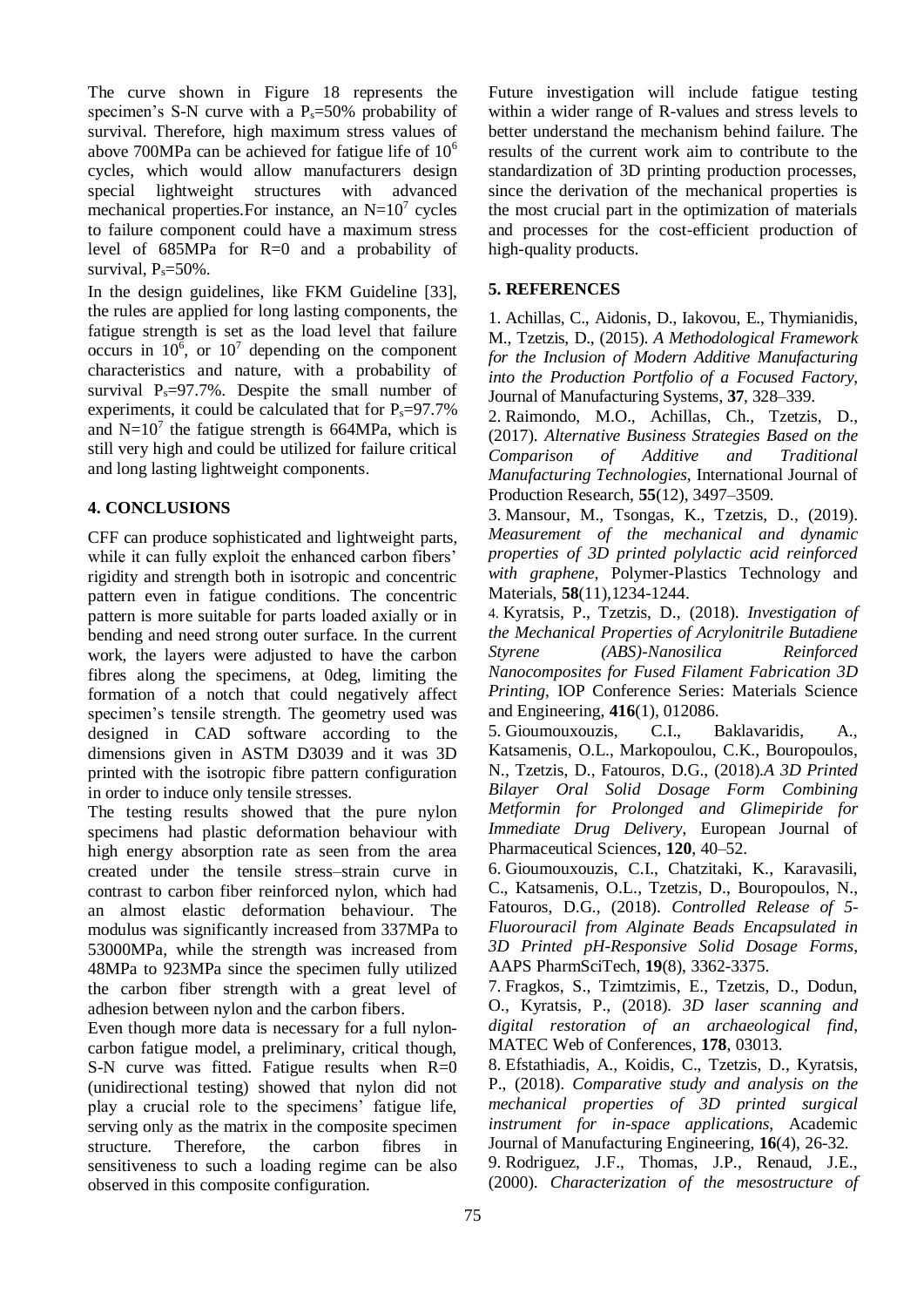The curve shown in Figure 18 represents the specimen's S-N curve with a $P_s$=50% probability of survival. Therefore, high maximum stress values of above 700MPa can be achieved for fatigue life of $10^6$ cycles, which would allow manufacturers design special lightweight structures with advanced mechanical properties.For instance, an $N=10^7$ cycles to failure component could have a maximum stress level of 685MPa for R=0 and a probability of survival, $P_s$=50%.

In the design guidelines, like FKM Guideline [33], the rules are applied for long lasting components, the fatigue strength is set as the load level that failure occurs in $10^6$, or $10^7$ depending on the component characteristics and nature, with a probability of survival $P_s$=97.7%. Despite the small number of experiments, it could be calculated that for $P_s$=97.7% and $N=10^7$ the fatigue strength is 664MPa, which is still very high and could be utilized for failure critical and long lasting lightweight components.

## 4. CONCLUSIONS

CFF can produce sophisticated and lightweight parts, while it can fully exploit the enhanced carbon fibers' rigidity and strength both in isotropic and concentric pattern even in fatigue conditions. The concentric pattern is more suitable for parts loaded axially or in bending and need strong outer surface. In the current work, the layers were adjusted to have the carbon fibres along the specimens, at 0deg, limiting the formation of a notch that could negatively affect specimen's tensile strength. The geometry used was designed in CAD software according to the dimensions given in ASTM D3039 and it was 3D printed with the isotropic fibre pattern configuration in order to induce only tensile stresses.

The testing results showed that the pure nylon specimens had plastic deformation behaviour with high energy absorption rate as seen from the area created under the tensile stress–strain curve in contrast to carbon fiber reinforced nylon, which had an almost elastic deformation behaviour. The modulus was significantly increased from 337MPa to 53000MPa, while the strength was increased from 48MPa to 923MPa since the specimen fully utilized the carbon fiber strength with a great level of adhesion between nylon and the carbon fibers.

Even though more data is necessary for a full nylon-carbon fatigue model, a preliminary, critical though, S-N curve was fitted. Fatigue results when R=0 (unidirectional testing) showed that nylon did not play a crucial role to the specimens' fatigue life, serving only as the matrix in the composite specimen structure. Therefore, the carbon fibres in sensitiveness to such a loading regime can be also observed in this composite configuration.

Future investigation will include fatigue testing within a wider range of R-values and stress levels to better understand the mechanism behind failure. The results of the current work aim to contribute to the standardization of 3D printing production processes, since the derivation of the mechanical properties is the most crucial part in the optimization of materials and processes for the cost-efficient production of high-quality products.

## 5. REFERENCES

1. Achillas, C., Aidonis, D., Iakovou, E., Thymianidis, M., Tzetzis, D., (2015). *A Methodological Framework for the Inclusion of Modern Additive Manufacturing into the Production Portfolio of a Focused Factory*, Journal of Manufacturing Systems, **37**, 328–339.

2. Raimondo, M.O., Achillas, Ch., Tzetzis, D., (2017). *Alternative Business Strategies Based on the Comparison of Additive and Traditional Manufacturing Technologies*, International Journal of Production Research, **55**(12), 3497–3509.

3. Mansour, M., Tsongas, K., Tzetzis, D., (2019). *Measurement of the mechanical and dynamic properties of 3D printed polylactic acid reinforced with graphene*, Polymer-Plastics Technology and Materials, **58**(11),1234-1244.

4. Kyratsis, P., Tzetzis, D., (2018). *Investigation of the Mechanical Properties of Acrylonitrile Butadiene Styrene (ABS)-Nanosilica Reinforced Nanocomposites for Fused Filament Fabrication 3D Printing*, IOP Conference Series: Materials Science and Engineering, **416**(1), 012086.

5. Gioumouxouzis, C.I., Baklavaridis, A., Katsamenis, O.L., Markopoulou, C.K., Bouropoulos, N., Tzetzis, D., Fatouros, D.G., (2018).*A 3D Printed Bilayer Oral Solid Dosage Form Combining Metformin for Prolonged and Glimepiride for Immediate Drug Delivery*, European Journal of Pharmaceutical Sciences, **120**, 40–52.

6. Gioumouxouzis, C.I., Chatzitaki, K., Karavasili, C., Katsamenis, O.L., Tzetzis, D., Bouropoulos, N., Fatouros, D.G., (2018). *Controlled Release of 5-Fluorouracil from Alginate Beads Encapsulated in 3D Printed pH-Responsive Solid Dosage Forms*, AAPS PharmSciTech, **19**(8), 3362-3375.

7. Fragkos, S., Tzimtzimis, E., Tzetzis, D., Dodun, O., Kyratsis, P., (2018). *3D laser scanning and digital restoration of an archaeological find*, MATEC Web of Conferences, **178**, 03013.

8. Efstathiadis, A., Koidis, C., Tzetzis, D., Kyratsis, P., (2018). *Comparative study and analysis on the mechanical properties of 3D printed surgical instrument for in-space applications*, Academic Journal of Manufacturing Engineering, **16**(4), 26-32.

9. Rodriguez, J.F., Thomas, J.P., Renaud, J.E., (2000). *Characterization of the mesostructure of*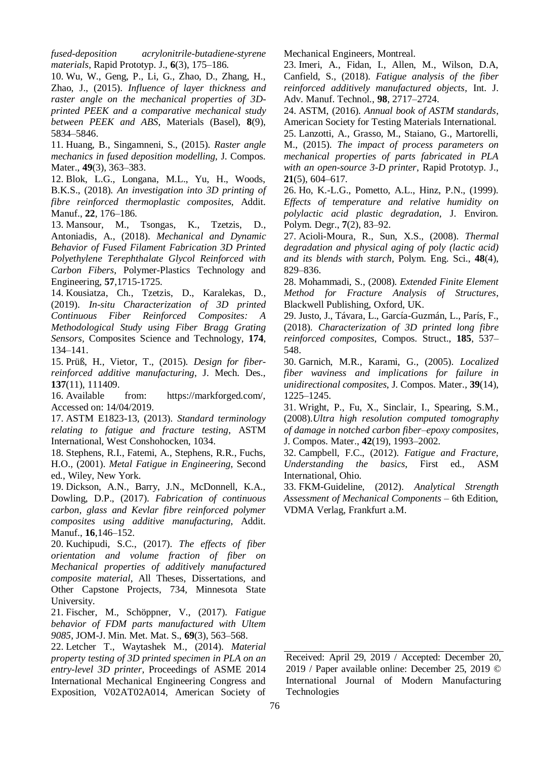*fused-deposition acrylonitrile-butadiene-styrene materials*, Rapid Prototyp. J., **6**(3), 175–186.

10. Wu, W., Geng, P., Li, G., Zhao, D., Zhang, H., Zhao, J., (2015). *Influence of layer thickness and raster angle on the mechanical properties of 3D-printed PEEK and a comparative mechanical study between PEEK and ABS*, Materials (Basel), **8**(9), 5834–5846.

11. Huang, B., Singamneni, S., (2015). *Raster angle mechanics in fused deposition modelling*, J. Compos. Mater., **49**(3), 363–383.

12. Blok, L.G., Longana, M.L., Yu, H., Woods, B.K.S., (2018). *An investigation into 3D printing of fibre reinforced thermoplastic composites*, Addit. Manuf., **22**, 176–186.

13. Mansour, M., Tsongas, K., Tzetzis, D., Antoniadis, A., (2018). *Mechanical and Dynamic Behavior of Fused Filament Fabrication 3D Printed Polyethylene Terephthalate Glycol Reinforced with Carbon Fibers*, Polymer-Plastics Technology and Engineering, **57**,1715-1725.

14. Kousiatza, Ch., Tzetzis, D., Karalekas, D., (2019). *In-situ Characterization of 3D printed Continuous Fiber Reinforced Composites: A Methodological Study using Fiber Bragg Grating Sensors*, Composites Science and Technology, **174**, 134–141.

15. Prüß, H., Vietor, T., (2015). *Design for fiber-reinforced additive manufacturing*, J. Mech. Des., **137**(11), 111409.

16. Available from: https://markforged.com/, Accessed on: 14/04/2019.

17. ASTM E1823-13, (2013). *Standard terminology relating to fatigue and fracture testing*, ASTM International, West Conshohocken, 1034.

18. Stephens, R.I., Fatemi, A., Stephens, R.R., Fuchs, H.O., (2001). *Metal Fatigue in Engineering*, Second ed., Wiley, New York.

19. Dickson, A.N., Barry, J.N., McDonnell, K.A., Dowling, D.P., (2017). *Fabrication of continuous carbon, glass and Kevlar fibre reinforced polymer composites using additive manufacturing*, Addit. Manuf., **16**,146–152.

20. Kuchipudi, S.C., (2017). *The effects of fiber orientation and volume fraction of fiber on Mechanical properties of additively manufactured composite material*, All Theses, Dissertations, and Other Capstone Projects, 734, Minnesota State University.

21. Fischer, M., Schöppner, V., (2017). *Fatigue behavior of FDM parts manufactured with Ultem 9085*, JOM-J. Min. Met. Mat. S., **69**(3), 563–568.

22. Letcher T., Waytashek M., (2014). *Material property testing of 3D printed specimen in PLA on an entry-level 3D printer*, Proceedings of ASME 2014 International Mechanical Engineering Congress and Exposition, V02AT02A014, American Society of Mechanical Engineers, Montreal.

23. Imeri, A., Fidan, I., Allen, M., Wilson, D.A, Canfield, S., (2018). *Fatigue analysis of the fiber reinforced additively manufactured objects*, Int. J. Adv. Manuf. Technol., **98**, 2717–2724.

24. ASTM, (2016). *Annual book of ASTM standards*, American Society for Testing Materials International.

25. Lanzotti, A., Grasso, M., Staiano, G., Martorelli, M., (2015). *The impact of process parameters on mechanical properties of parts fabricated in PLA with an open-source 3-D printer*, Rapid Prototyp. J., **21**(5), 604–617.

26. Ho, K.-L.G., Pometto, A.L., Hinz, P.N., (1999). *Effects of temperature and relative humidity on polylactic acid plastic degradation*, J. Environ. Polym. Degr., **7**(2), 83–92.

27. Acioli-Moura, R., Sun, X.S., (2008). *Thermal degradation and physical aging of poly (lactic acid) and its blends with starch*, Polym. Eng. Sci., **48**(4), 829–836.

28. Mohammadi, S., (2008). *Extended Finite Element Method for Fracture Analysis of Structures*, Blackwell Publishing, Oxford, UK.

29. Justo, J., Távara, L., García-Guzmán, L., París, F., (2018). *Characterization of 3D printed long fibre reinforced composites*, Compos. Struct., **185**, 537–548.

30. Garnich, M.R., Karami, G., (2005). *Localized fiber waviness and implications for failure in unidirectional composites*, J. Compos. Mater., **39**(14), 1225–1245.

31. Wright, P., Fu, X., Sinclair, I., Spearing, S.M., (2008).*Ultra high resolution computed tomography of damage in notched carbon fiber–epoxy composites*, J. Compos. Mater., **42**(19), 1993–2002.

32. Campbell, F.C., (2012). *Fatigue and Fracture, Understanding the basics*, First ed., ASM International, Ohio.

33. FKM-Guideline, (2012). *Analytical Strength Assessment of Mechanical Components* – 6th Edition, VDMA Verlag, Frankfurt a.M.

Received: April 29, 2019 / Accepted: December 20, 2019 / Paper available online: December 25, 2019 © International Journal of Modern Manufacturing Technologies